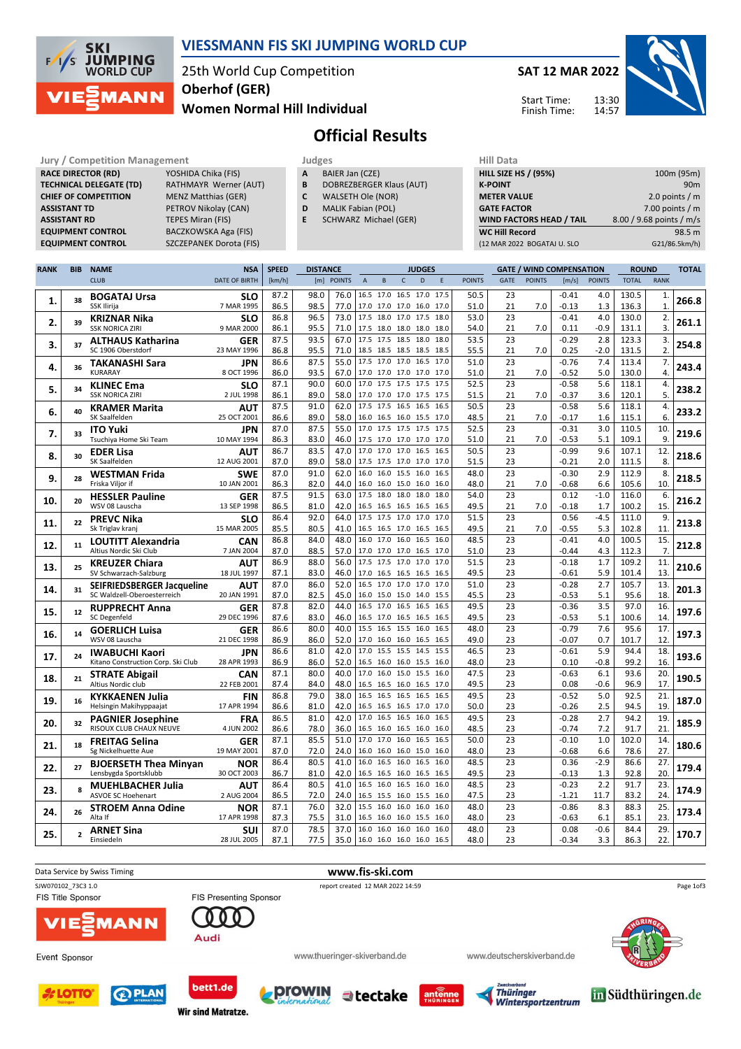# VIESSMANN FIS SKI JUMPING WORLD CUP

25th World Cup Competition
Oberhof (GER)
Women Normal Hill Individual

SAT 12 MAR 2022

Start Time: 13:30
Finish Time: 14:57

## Official Results

| Jury / Competition Management | |
|---|---|
| RACE DIRECTOR (RD) | YOSHIDA Chika (FIS) |
| TECHNICAL DELEGATE (TD) | RATHMAYR Werner (AUT) |
| CHIEF OF COMPETITION | MENZ Matthias (GER) |
| ASSISTANT TD | PETROV Nikolay (CAN) |
| ASSISTANT RD | TEPES Miran (FIS) |
| EQUIPMENT CONTROL | BACZKOWSKA Aga (FIS) |
| EQUIPMENT CONTROL | SZCZEPANEK Dorota (FIS) |

| Judges | |
|---|---|
| A | BAIER Jan (CZE) |
| B | DOBREZBERGER Klaus (AUT) |
| C | WALSETH Ole (NOR) |
| D | MALIK Fabian (POL) |
| E | SCHWARZ Michael (GER) |

| Hill Data | |
|---|---|
| HILL SIZE HS / (95%) | 100m (95m) |
| K-POINT | 90m |
| METER VALUE | 2.0 points / m |
| GATE FACTOR | 7.00 points / m |
| WIND FACTORS HEAD / TAIL | 8.00 / 9.68 points / m/s |
| WC Hill Record | 98.5 m |
| (12 MAR 2022 BOGATAJ U. SLO | G21/86.5km/h) |

| RANK | BIB | NAME / CLUB | NSA / DATE OF BIRTH | SPEED [km/h] | DISTANCE [m] | DISTANCE POINTS | A | B | C | D | E | JUDGES POINTS | GATE | GATE POINTS | WIND [m/s] | WIND POINTS | ROUND TOTAL | ROUND RANK | TOTAL |
|---|---|---|---|---|---|---|---|---|---|---|---|---|---|---|---|---|---|---|---|
| 1. | 38 | BOGATAJ Ursa / SSK Ilirija | SLO / 7 MAR 1995 | 87.2 | 98.0 | 76.0 | 16.5 | 17.0 | 16.5 | 17.0 | 17.5 | 50.5 | 23 | | -0.41 | 4.0 | 130.5 | 1. | 266.8 |
| | | | | 86.5 | 98.5 | 77.0 | 17.0 | 17.0 | 17.0 | 16.0 | 17.0 | 51.0 | 21 | 7.0 | -0.13 | 1.3 | 136.3 | 1. | |
| 2. | 39 | KRIZNAR Nika / SSK NORICA ZIRI | SLO / 9 MAR 2000 | 86.8 | 96.5 | 73.0 | 17.5 | 18.0 | 17.0 | 17.5 | 18.0 | 53.0 | 23 | | -0.41 | 4.0 | 130.0 | 2. | 261.1 |
| | | | | 86.1 | 95.5 | 71.0 | 17.5 | 18.0 | 18.0 | 18.0 | 18.0 | 54.0 | 21 | 7.0 | 0.11 | -0.9 | 131.1 | 3. | |
| 3. | 37 | ALTHAUS Katharina / SC 1906 Oberstdorf | GER / 23 MAY 1996 | 87.5 | 93.5 | 67.0 | 17.5 | 17.5 | 18.5 | 18.0 | 18.0 | 53.5 | 23 | | -0.29 | 2.8 | 123.3 | 3. | 254.8 |
| | | | | 86.8 | 95.5 | 71.0 | 18.5 | 18.5 | 18.5 | 18.5 | 18.5 | 55.5 | 21 | 7.0 | 0.25 | -2.0 | 131.5 | 2. | |
| 4. | 36 | TAKANASHI Sara / KURARAY | JPN / 8 OCT 1996 | 86.6 | 87.5 | 55.0 | 17.5 | 17.0 | 17.0 | 16.5 | 17.0 | 51.0 | 23 | | -0.76 | 7.4 | 113.4 | 7. | 243.4 |
| | | | | 86.0 | 93.5 | 67.0 | 17.0 | 17.0 | 17.0 | 17.0 | 17.0 | 51.0 | 21 | 7.0 | -0.52 | 5.0 | 130.0 | 4. | |
| 5. | 34 | KLINEC Ema / SSK NORICA ZIRI | SLO / 2 JUL 1998 | 87.1 | 90.0 | 60.0 | 17.0 | 17.5 | 17.5 | 17.5 | 17.5 | 52.5 | 23 | | -0.58 | 5.6 | 118.1 | 4. | 238.2 |
| | | | | 86.1 | 89.0 | 58.0 | 17.0 | 17.0 | 17.0 | 17.5 | 17.5 | 51.5 | 21 | 7.0 | -0.37 | 3.6 | 120.1 | 5. | |
| 6. | 40 | KRAMER Marita / SK Saalfelden | AUT / 25 OCT 2001 | 87.5 | 91.0 | 62.0 | 17.5 | 17.5 | 16.5 | 16.5 | 16.5 | 50.5 | 23 | | -0.58 | 5.6 | 118.1 | 4. | 233.2 |
| | | | | 86.6 | 89.0 | 58.0 | 16.0 | 16.5 | 16.0 | 15.5 | 17.0 | 48.5 | 21 | 7.0 | -0.17 | 1.6 | 115.1 | 6. | |
| 7. | 33 | ITO Yuki / Tsuchiya Home Ski Team | JPN / 10 MAY 1994 | 87.0 | 87.5 | 55.0 | 17.0 | 17.5 | 17.5 | 17.5 | 17.5 | 52.5 | 23 | | -0.31 | 3.0 | 110.5 | 10. | 219.6 |
| | | | | 86.3 | 83.0 | 46.0 | 17.5 | 17.0 | 17.0 | 17.0 | 17.0 | 51.0 | 21 | 7.0 | -0.53 | 5.1 | 109.1 | 9. | |
| 8. | 30 | EDER Lisa / SK Saalfelden | AUT / 12 AUG 2001 | 86.7 | 83.5 | 47.0 | 17.0 | 17.0 | 17.0 | 16.5 | 16.5 | 50.5 | 23 | | -0.99 | 9.6 | 107.1 | 12. | 218.6 |
| | | | | 87.0 | 89.0 | 58.0 | 17.5 | 17.5 | 17.0 | 17.0 | 17.0 | 51.5 | 23 | | -0.21 | 2.0 | 111.5 | 8. | |
| 9. | 28 | WESTMAN Frida / Friska Viljor if | SWE / 10 JAN 2001 | 87.0 | 91.0 | 62.0 | 16.0 | 16.0 | 15.5 | 16.0 | 16.0 | 48.0 | 23 | | -0.30 | 2.9 | 112.9 | 8. | 218.5 |
| | | | | 86.3 | 82.0 | 44.0 | 16.0 | 16.0 | 15.0 | 16.0 | 16.0 | 48.0 | 21 | 7.0 | -0.68 | 6.6 | 105.6 | 10. | |
| 10. | 20 | HESSLER Pauline / WSV 08 Lauscha | GER / 13 SEP 1998 | 87.5 | 91.5 | 63.0 | 17.5 | 18.0 | 18.0 | 18.0 | 18.0 | 54.0 | 23 | | 0.12 | -1.0 | 116.0 | 6. | 216.2 |
| | | | | 86.5 | 81.0 | 42.0 | 16.5 | 16.5 | 16.5 | 16.5 | 16.5 | 49.5 | 21 | 7.0 | -0.18 | 1.7 | 100.2 | 15. | |
| 11. | 22 | PREVC Nika / Sk Triglav kranj | SLO / 15 MAR 2005 | 86.4 | 92.0 | 64.0 | 17.5 | 17.5 | 17.0 | 17.0 | 17.0 | 51.5 | 23 | | 0.56 | -4.5 | 111.0 | 9. | 213.8 |
| | | | | 85.5 | 80.5 | 41.0 | 16.5 | 16.5 | 17.0 | 16.0 | 16.5 | 49.5 | 21 | 7.0 | -0.55 | 5.3 | 102.8 | 11. | |
| 12. | 11 | LOUTITT Alexandria / Altius Nordic Ski Club | CAN / 7 JAN 2004 | 86.8 | 84.0 | 48.0 | 16.0 | 17.0 | 16.0 | 16.5 | 16.0 | 48.5 | 23 | | -0.41 | 4.0 | 100.5 | 15. | 212.8 |
| | | | | 87.0 | 88.5 | 57.0 | 17.0 | 17.0 | 17.0 | 16.5 | 17.0 | 51.0 | 23 | | -0.44 | 4.3 | 112.3 | 7. | |
| 13. | 25 | KREUZER Chiara / SV Schwarzach-Salzburg | AUT / 18 JUL 1997 | 86.9 | 88.0 | 56.0 | 17.5 | 17.5 | 17.0 | 17.0 | 17.0 | 51.5 | 23 | | -0.18 | 1.7 | 109.2 | 11. | 210.6 |
| | | | | 87.1 | 83.0 | 46.0 | 17.0 | 16.5 | 16.5 | 16.5 | 16.5 | 49.5 | 23 | | -0.61 | 5.9 | 101.4 | 13. | |
| 14. | 31 | SEIFRIEDSBERGER Jacqueline / SC Waldzell-Oberoesterreich | AUT / 20 JAN 1991 | 87.0 | 86.0 | 52.0 | 16.5 | 17.0 | 17.0 | 17.0 | 17.0 | 51.0 | 23 | | -0.28 | 2.7 | 105.7 | 13. | 201.3 |
| | | | | 87.0 | 82.5 | 45.0 | 16.0 | 15.0 | 15.0 | 14.0 | 15.5 | 45.5 | 23 | | -0.53 | 5.1 | 95.6 | 18. | |
| 15. | 12 | RUPPRECHT Anna / SC Degenfeld | GER / 29 DEC 1996 | 87.8 | 82.0 | 44.0 | 16.5 | 17.0 | 16.5 | 16.5 | 16.5 | 49.5 | 23 | | -0.36 | 3.5 | 97.0 | 16. | 197.6 |
| | | | | 87.6 | 83.0 | 46.0 | 16.5 | 17.0 | 16.5 | 16.5 | 16.5 | 49.5 | 23 | | -0.53 | 5.1 | 100.6 | 14. | |
| 16. | 14 | GOERLICH Luisa / WSV 08 Lauscha | GER / 21 DEC 1998 | 86.6 | 80.0 | 40.0 | 15.5 | 16.5 | 15.5 | 16.0 | 16.0 | 48.0 | 23 | | -0.79 | 7.6 | 95.6 | 17. | 197.3 |
| | | | | 86.9 | 86.0 | 52.0 | 17.0 | 16.0 | 16.0 | 16.5 | 16.5 | 49.0 | 23 | | -0.07 | 0.7 | 101.7 | 12. | |
| 17. | 24 | IWABUCHI Kaori / Kitano Construction Corp. Ski Club | JPN / 28 APR 1993 | 86.6 | 81.0 | 42.0 | 17.0 | 15.5 | 15.5 | 14.5 | 15.5 | 46.5 | 23 | | -0.61 | 5.9 | 94.4 | 18. | 193.6 |
| | | | | 86.9 | 86.0 | 52.0 | 16.5 | 16.0 | 16.0 | 15.5 | 16.0 | 48.0 | 23 | | 0.10 | -0.8 | 99.2 | 16. | |
| 18. | 21 | STRATE Abigail / Altius Nordic club | CAN / 22 FEB 2001 | 87.1 | 80.0 | 40.0 | 17.0 | 16.0 | 15.0 | 15.5 | 16.0 | 47.5 | 23 | | -0.63 | 6.1 | 93.6 | 20. | 190.5 |
| | | | | 87.4 | 84.0 | 48.0 | 16.5 | 16.5 | 16.0 | 16.5 | 17.0 | 49.5 | 23 | | 0.08 | -0.6 | 96.9 | 17. | |
| 19. | 16 | KYKKAENEN Julia / Helsingin Makihyppaajat | FIN / 17 APR 1994 | 86.8 | 79.0 | 38.0 | 16.5 | 16.5 | 16.5 | 16.5 | 16.5 | 49.5 | 23 | | -0.52 | 5.0 | 92.5 | 21. | 187.0 |
| | | | | 86.6 | 81.0 | 42.0 | 16.5 | 16.5 | 16.5 | 17.0 | 17.0 | 50.0 | 23 | | -0.26 | 2.5 | 94.5 | 19. | |
| 20. | 32 | PAGNIER Josephine / RISOUX CLUB CHAUX NEUVE | FRA / 4 JUN 2002 | 86.5 | 81.0 | 42.0 | 17.0 | 16.5 | 16.5 | 16.0 | 16.5 | 49.5 | 23 | | -0.28 | 2.7 | 94.2 | 19. | 185.9 |
| | | | | 86.6 | 78.0 | 36.0 | 16.5 | 16.0 | 16.5 | 16.0 | 16.0 | 48.5 | 23 | | -0.74 | 7.2 | 91.7 | 21. | |
| 21. | 18 | FREITAG Selina / Sg Nickelhuette Aue | GER / 19 MAY 2001 | 87.1 | 85.5 | 51.0 | 17.0 | 17.0 | 16.0 | 16.5 | 16.5 | 50.0 | 23 | | -0.10 | 1.0 | 102.0 | 14. | 180.6 |
| | | | | 87.0 | 72.0 | 24.0 | 16.0 | 16.0 | 16.0 | 15.0 | 16.0 | 48.0 | 23 | | -0.68 | 6.6 | 78.6 | 27. | |
| 22. | 27 | BJOERSETH Thea Minyan / Lensbygda Sportsklubb | NOR / 30 OCT 2003 | 86.4 | 80.5 | 41.0 | 16.0 | 16.5 | 16.0 | 16.5 | 16.0 | 48.5 | 23 | | 0.36 | -2.9 | 86.6 | 27. | 179.4 |
| | | | | 86.7 | 81.0 | 42.0 | 16.5 | 16.5 | 16.0 | 16.5 | 16.5 | 49.5 | 23 | | -0.13 | 1.3 | 92.8 | 20. | |
| 23. | 8 | MUEHLBACHER Julia / ASVOE SC Hoehenart | AUT / 2 AUG 2004 | 86.4 | 80.5 | 41.0 | 16.5 | 16.0 | 16.5 | 16.0 | 16.0 | 48.5 | 23 | | -0.23 | 2.2 | 91.7 | 23. | 174.9 |
| | | | | 86.5 | 72.0 | 24.0 | 16.5 | 15.5 | 16.0 | 15.5 | 16.0 | 47.5 | 23 | | -1.21 | 11.7 | 83.2 | 24. | |
| 24. | 26 | STROEM Anna Odine / Alta If | NOR / 17 APR 1998 | 87.1 | 76.0 | 32.0 | 15.5 | 16.0 | 16.0 | 16.0 | 16.0 | 48.0 | 23 | | -0.86 | 8.3 | 88.3 | 25. | 173.4 |
| | | | | 87.3 | 75.5 | 31.0 | 16.5 | 16.0 | 16.0 | 15.5 | 16.0 | 48.0 | 23 | | -0.63 | 6.1 | 85.1 | 23. | |
| 25. | 2 | ARNET Sina / Einsiedeln | SUI / 28 JUL 2005 | 87.0 | 78.5 | 37.0 | 16.0 | 16.0 | 16.0 | 16.0 | 16.0 | 48.0 | 23 | | 0.08 | -0.6 | 84.4 | 29. | 170.7 |
| | | | | 87.1 | 77.5 | 35.0 | 16.0 | 16.0 | 16.0 | 16.0 | 16.5 | 48.0 | 23 | | -0.34 | 3.3 | 86.3 | 22. | |

Data Service by Swiss Timing — www.fis-ski.com

SJW070102_73C3 1.0 — report created 12 MAR 2022 14:59

FIS Title Sponsor: VIESSMANN — FIS Presenting Sponsor: Audi

Event Sponsor

www.thueringer-skiverband.de — www.deutscherskiverband.de

LOTTO Thüringen, PLAN International, bett1.de Wir sind Matratze., prowin international, tectake, antenne Thüringen, Zweckverband Thüringer Wintersportzentrum, Südthüringen.de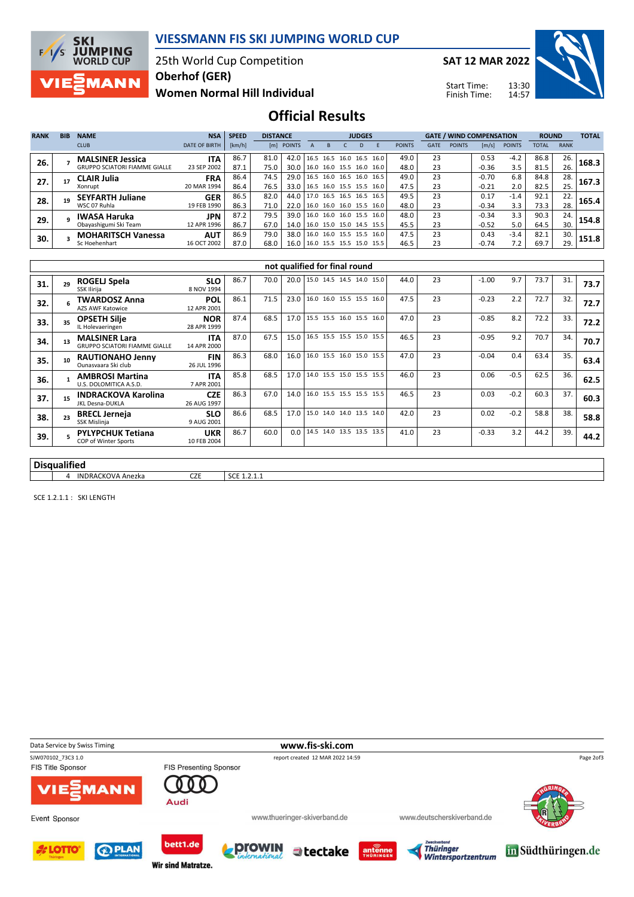# VIESSMANN FIS SKI JUMPING WORLD CUP

25th World Cup Competition
Oberhof (GER)
Women Normal Hill Individual

SAT 12 MAR 2022

Start Time: 13:30
Finish Time: 14:57

## Official Results

| RANK | BIB | NAME / CLUB | NSA / DATE OF BIRTH | SPEED [km/h] | DISTANCE [m] | DISTANCE POINTS | A | B | C | D | E | JUDGES POINTS | GATE | GATE POINTS | WIND [m/s] | WIND POINTS | ROUND TOTAL | ROUND RANK | TOTAL |
|---|---|---|---|---|---|---|---|---|---|---|---|---|---|---|---|---|---|---|---|
| 26. | 7 | **MALSINER Jessica** GRUPPO SCIATORI FIAMME GIALLE | ITA 23 SEP 2002 | 86.7 | 81.0 | 42.0 | 16.5 | 16.5 | 16.0 | 16.5 | 16.0 | 49.0 | 23 | | 0.53 | -4.2 | 86.8 | 26. | 168.3 |
| | | | | 87.1 | 75.0 | 30.0 | 16.0 | 16.0 | 15.5 | 16.0 | 16.0 | 48.0 | 23 | | -0.36 | 3.5 | 81.5 | 26. | |
| 27. | 17 | **CLAIR Julia** Xonrupt | FRA 20 MAR 1994 | 86.4 | 74.5 | 29.0 | 16.5 | 16.0 | 16.5 | 16.0 | 16.5 | 49.0 | 23 | | -0.70 | 6.8 | 84.8 | 28. | 167.3 |
| | | | | 86.4 | 76.5 | 33.0 | 16.5 | 16.0 | 15.5 | 15.5 | 16.0 | 47.5 | 23 | | -0.21 | 2.0 | 82.5 | 25. | |
| 28. | 19 | **SEYFARTH Juliane** WSC 07 Ruhla | GER 19 FEB 1990 | 86.5 | 82.0 | 44.0 | 17.0 | 16.5 | 16.5 | 16.5 | 16.5 | 49.5 | 23 | | 0.17 | -1.4 | 92.1 | 22. | 165.4 |
| | | | | 86.3 | 71.0 | 22.0 | 16.0 | 16.0 | 16.0 | 15.5 | 16.0 | 48.0 | 23 | | -0.34 | 3.3 | 73.3 | 28. | |
| 29. | 9 | **IWASA Haruka** Obayashigumi Ski Team | JPN 12 APR 1996 | 87.2 | 79.5 | 39.0 | 16.0 | 16.0 | 16.0 | 15.5 | 16.0 | 48.0 | 23 | | -0.34 | 3.3 | 90.3 | 24. | 154.8 |
| | | | | 86.7 | 67.0 | 14.0 | 16.0 | 15.0 | 15.0 | 14.5 | 15.5 | 45.5 | 23 | | -0.52 | 5.0 | 64.5 | 30. | |
| 30. | 3 | **MOHARITSCH Vanessa** Sc Hoehenhart | AUT 16 OCT 2002 | 86.9 | 79.0 | 38.0 | 16.0 | 16.0 | 15.5 | 15.5 | 16.0 | 47.5 | 23 | | 0.43 | -3.4 | 82.1 | 30. | 151.8 |
| | | | | 87.0 | 68.0 | 16.0 | 16.0 | 15.5 | 15.5 | 15.0 | 15.5 | 46.5 | 23 | | -0.74 | 7.2 | 69.7 | 29. | |

### not qualified for final round

| RANK | BIB | NAME / CLUB | NSA / DATE OF BIRTH | SPEED [km/h] | DISTANCE [m] | DISTANCE POINTS | A | B | C | D | E | JUDGES POINTS | GATE | GATE POINTS | WIND [m/s] | WIND POINTS | ROUND TOTAL | ROUND RANK | TOTAL |
|---|---|---|---|---|---|---|---|---|---|---|---|---|---|---|---|---|---|---|---|
| 31. | 29 | **ROGELJ Spela** SSK Ilirija | SLO 8 NOV 1994 | 86.7 | 70.0 | 20.0 | 15.0 | 14.5 | 14.5 | 14.0 | 15.0 | 44.0 | 23 | | -1.00 | 9.7 | 73.7 | 31. | 73.7 |
| 32. | 6 | **TWARDOSZ Anna** AZS AWF Katowice | POL 12 APR 2001 | 86.1 | 71.5 | 23.0 | 16.0 | 16.0 | 15.5 | 15.5 | 16.0 | 47.5 | 23 | | -0.23 | 2.2 | 72.7 | 32. | 72.7 |
| 33. | 35 | **OPSETH Silje** IL Holevaeringen | NOR 28 APR 1999 | 87.4 | 68.5 | 17.0 | 15.5 | 15.5 | 16.0 | 15.5 | 16.0 | 47.0 | 23 | | -0.85 | 8.2 | 72.2 | 33. | 72.2 |
| 34. | 13 | **MALSINER Lara** GRUPPO SCIATORI FIAMME GIALLE | ITA 14 APR 2000 | 87.0 | 67.5 | 15.0 | 16.5 | 15.5 | 15.5 | 15.0 | 15.5 | 46.5 | 23 | | -0.95 | 9.2 | 70.7 | 34. | 70.7 |
| 35. | 10 | **RAUTIONAHO Jenny** Ounasvaara Ski club | FIN 26 JUL 1996 | 86.3 | 68.0 | 16.0 | 16.0 | 15.5 | 16.0 | 15.0 | 15.5 | 47.0 | 23 | | -0.04 | 0.4 | 63.4 | 35. | 63.4 |
| 36. | 1 | **AMBROSI Martina** U.S. DOLOMITICA A.S.D. | ITA 7 APR 2001 | 85.8 | 68.5 | 17.0 | 14.0 | 15.5 | 15.0 | 15.5 | 15.5 | 46.0 | 23 | | 0.06 | -0.5 | 62.5 | 36. | 62.5 |
| 37. | 15 | **INDRACKOVA Karolina** JKL Desna-DUKLA | CZE 26 AUG 1997 | 86.3 | 67.0 | 14.0 | 16.0 | 15.5 | 15.5 | 15.5 | 15.5 | 46.5 | 23 | | 0.03 | -0.2 | 60.3 | 37. | 60.3 |
| 38. | 23 | **BRECL Jerneja** SSK Mislinja | SLO 9 AUG 2001 | 86.6 | 68.5 | 17.0 | 15.0 | 14.0 | 14.0 | 13.5 | 14.0 | 42.0 | 23 | | 0.02 | -0.2 | 58.8 | 38. | 58.8 |
| 39. | 5 | **PYLYPCHUK Tetiana** COP of Winter Sports | UKR 10 FEB 2004 | 86.7 | 60.0 | 0.0 | 14.5 | 14.0 | 13.5 | 13.5 | 13.5 | 41.0 | 23 | | -0.33 | 3.2 | 44.2 | 39. | 44.2 |

### Disqualified

| BIB | NAME | NSA | REASON |
|---|---|---|---|
| 4 | INDRACKOVA Anezka | CZE | SCE 1.2.1.1 |

SCE 1.2.1.1 : SKI LENGTH

Data Service by Swiss Timing
SJW070102_73C3 1.0
www.fis-ski.com
report created 12 MAR 2022 14:59

FIS Title Sponsor: VIESSMANN
FIS Presenting Sponsor: Audi
Event Sponsor
www.thueringer-skiverband.de
www.deutscherskiverband.de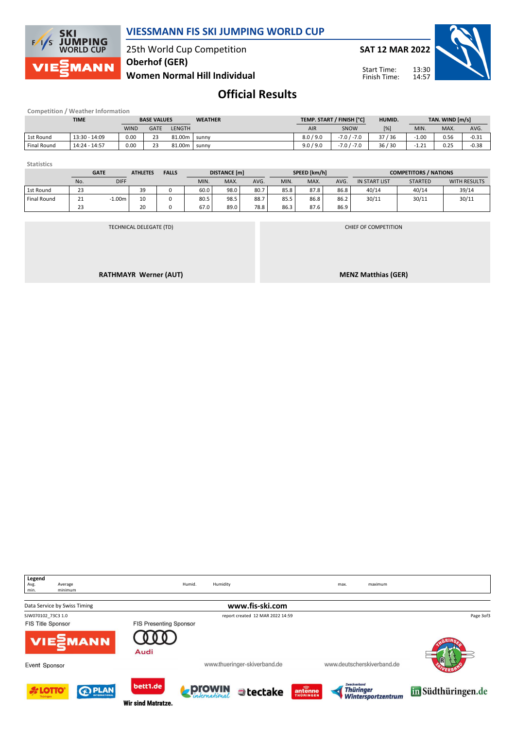# VIESSMANN FIS SKI JUMPING WORLD CUP

25th World Cup Competition
**Oberhof (GER)**
**Women Normal Hill Individual**

**SAT 12 MAR 2022**

Start Time: 13:30
Finish Time: 14:57

## Official Results

Competition / Weather Information

| | TIME | BASE VALUES | | | WEATHER | TEMP. START / FINISH [°C] | | HUMID. | TAN. WIND [m/s] | | |
|---|---|---|---|---|---|---|---|---|---|---|---|
| | | WIND | GATE | LENGTH | | AIR | SNOW | [%] | MIN. | MAX. | AVG. |
| 1st Round | 13:30 - 14:09 | 0.00 | 23 | 81.00m | sunny | 8.0 / 9.0 | -7.0 / -7.0 | 37 / 36 | -1.00 | 0.56 | -0.31 |
| Final Round | 14:24 - 14:57 | 0.00 | 23 | 81.00m | sunny | 9.0 / 9.0 | -7.0 / -7.0 | 36 / 30 | -1.21 | 0.25 | -0.38 |

Statistics

| | GATE | | ATHLETES | FALLS | DISTANCE [m] | | | SPEED [km/h] | | | COMPETITORS / NATIONS | | |
|---|---|---|---|---|---|---|---|---|---|---|---|---|---|
| | No. | DIFF | | | MIN. | MAX. | AVG. | MIN. | MAX. | AVG. | IN START LIST | STARTED | WITH RESULTS |
| 1st Round | 23 | | 39 | 0 | 60.0 | 98.0 | 80.7 | 85.8 | 87.8 | 86.8 | 40/14 | 40/14 | 39/14 |
| Final Round | 21 | -1.00m | 10 | 0 | 80.5 | 98.5 | 88.7 | 85.5 | 86.8 | 86.2 | 30/11 | 30/11 | 30/11 |
| | 23 | | 20 | 0 | 67.0 | 89.0 | 78.8 | 86.3 | 87.6 | 86.9 | | | |

TECHNICAL DELEGATE (TD)

**RATHMAYR Werner (AUT)**

CHIEF OF COMPETITION

**MENZ Matthias (GER)**

**Legend**
Avg. Average
min. minimum
Humid. Humidity
max. maximum

Data Service by Swiss Timing
www.fis-ski.com
SJW070102_73C3 1.0
report created 12 MAR 2022 14:59

FIS Title Sponsor
FIS Presenting Sponsor
Event Sponsor
www.thueringer-skiverband.de
www.deutscherskiverband.de